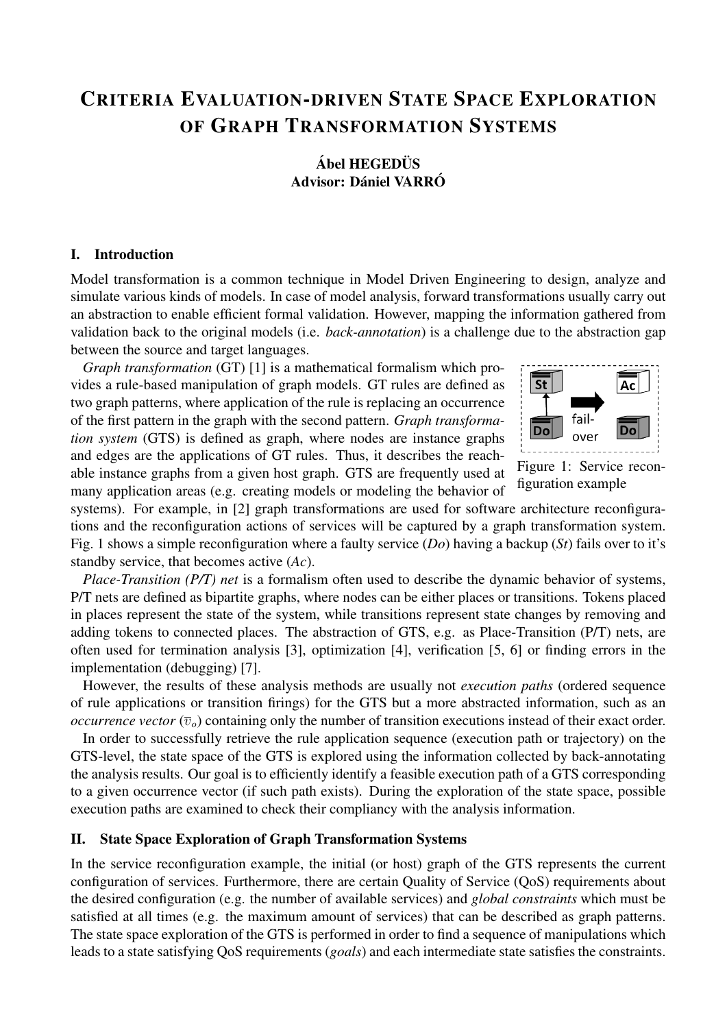# CRITERIA EVALUATION-DRIVEN STATE SPACE EXPLORATION OF GRAPH TRANSFORMATION SYSTEMS

**Ábel HEGEDÜS**
**Advisor: Dániel VARRÓ**

## I. Introduction

Model transformation is a common technique in Model Driven Engineering to design, analyze and simulate various kinds of models. In case of model analysis, forward transformations usually carry out an abstraction to enable efficient formal validation. However, mapping the information gathered from validation back to the original models (i.e. *back-annotation*) is a challenge due to the abstraction gap between the source and target languages.

*Graph transformation* (GT) [1] is a mathematical formalism which provides a rule-based manipulation of graph models. GT rules are defined as two graph patterns, where application of the rule is replacing an occurrence of the first pattern in the graph with the second pattern. *Graph transformation system* (GTS) is defined as graph, where nodes are instance graphs and edges are the applications of GT rules. Thus, it describes the reachable instance graphs from a given host graph. GTS are frequently used at many application areas (e.g. creating models or modeling the behavior of systems). For example, in [2] graph transformations are used for software architecture reconfigurations and the reconfiguration actions of services will be captured by a graph transformation system. Fig. 1 shows a simple reconfiguration where a faulty service (*Do*) having a backup (*St*) fails over to it's standby service, that becomes active (*Ac*).

St
Do
fail-
over
Ac
Do

Figure 1: Service reconfiguration example

*Place-Transition (P/T) net* is a formalism often used to describe the dynamic behavior of systems, P/T nets are defined as bipartite graphs, where nodes can be either places or transitions. Tokens placed in places represent the state of the system, while transitions represent state changes by removing and adding tokens to connected places. The abstraction of GTS, e.g. as Place-Transition (P/T) nets, are often used for termination analysis [3], optimization [4], verification [5, 6] or finding errors in the implementation (debugging) [7].

However, the results of these analysis methods are usually not *execution paths* (ordered sequence of rule applications or transition firings) for the GTS but a more abstracted information, such as an *occurrence vector* ($\overline{v}_o$) containing only the number of transition executions instead of their exact order.

In order to successfully retrieve the rule application sequence (execution path or trajectory) on the GTS-level, the state space of the GTS is explored using the information collected by back-annotating the analysis results. Our goal is to efficiently identify a feasible execution path of a GTS corresponding to a given occurrence vector (if such path exists). During the exploration of the state space, possible execution paths are examined to check their compliancy with the analysis information.

## II. State Space Exploration of Graph Transformation Systems

In the service reconfiguration example, the initial (or host) graph of the GTS represents the current configuration of services. Furthermore, there are certain Quality of Service (QoS) requirements about the desired configuration (e.g. the number of available services) and *global constraints* which must be satisfied at all times (e.g. the maximum amount of services) that can be described as graph patterns. The state space exploration of the GTS is performed in order to find a sequence of manipulations which leads to a state satisfying QoS requirements (*goals*) and each intermediate state satisfies the constraints.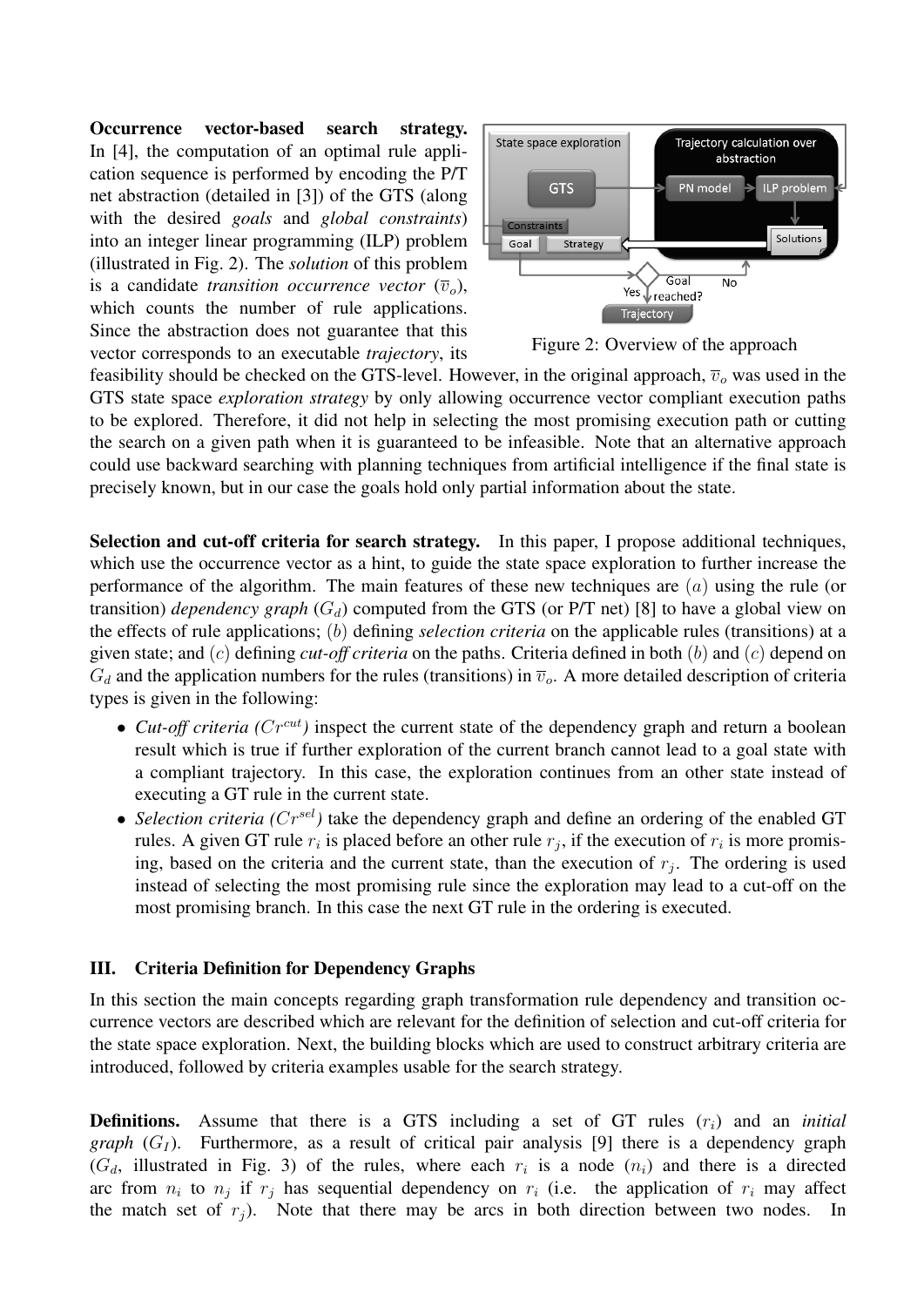**Occurrence vector-based search strategy.** In [4], the computation of an optimal rule application sequence is performed by encoding the P/T net abstraction (detailed in [3]) of the GTS (along with the desired *goals* and *global constraints*) into an integer linear programming (ILP) problem (illustrated in Fig. 2). The *solution* of this problem is a candidate *transition occurrence vector* ($\overline{v}_o$), which counts the number of rule applications. Since the abstraction does not guarantee that this vector corresponds to an executable *trajectory*, its feasibility should be checked on the GTS-level. However, in the original approach, $\overline{v}_o$ was used in the GTS state space *exploration strategy* by only allowing occurrence vector compliant execution paths to be explored. Therefore, it did not help in selecting the most promising execution path or cutting the search on a given path when it is guaranteed to be infeasible. Note that an alternative approach could use backward searching with planning techniques from artificial intelligence if the final state is precisely known, but in our case the goals hold only partial information about the state.

State space exploration
GTS
Constraints
Goal
Strategy
Trajectory calculation over abstraction
PN model
ILP problem
Solutions
Goal reached?
Yes
No
Trajectory

Figure 2: Overview of the approach

**Selection and cut-off criteria for search strategy.** In this paper, I propose additional techniques, which use the occurrence vector as a hint, to guide the state space exploration to further increase the performance of the algorithm. The main features of these new techniques are $(a)$ using the rule (or transition) *dependency graph* ($G_d$) computed from the GTS (or P/T net) [8] to have a global view on the effects of rule applications; $(b)$ defining *selection criteria* on the applicable rules (transitions) at a given state; and $(c)$ defining *cut-off criteria* on the paths. Criteria defined in both $(b)$ and $(c)$ depend on $G_d$ and the application numbers for the rules (transitions) in $\overline{v}_o$. A more detailed description of criteria types is given in the following:

- *Cut-off criteria ($Cr^{cut}$)* inspect the current state of the dependency graph and return a boolean result which is true if further exploration of the current branch cannot lead to a goal state with a compliant trajectory. In this case, the exploration continues from an other state instead of executing a GT rule in the current state.
- *Selection criteria ($Cr^{sel}$)* take the dependency graph and define an ordering of the enabled GT rules. A given GT rule $r_i$ is placed before an other rule $r_j$, if the execution of $r_i$ is more promising, based on the criteria and the current state, than the execution of $r_j$. The ordering is used instead of selecting the most promising rule since the exploration may lead to a cut-off on the most promising branch. In this case the next GT rule in the ordering is executed.

## III. Criteria Definition for Dependency Graphs

In this section the main concepts regarding graph transformation rule dependency and transition occurrence vectors are described which are relevant for the definition of selection and cut-off criteria for the state space exploration. Next, the building blocks which are used to construct arbitrary criteria are introduced, followed by criteria examples usable for the search strategy.

**Definitions.** Assume that there is a GTS including a set of GT rules ($r_i$) and an *initial graph* ($G_I$). Furthermore, as a result of critical pair analysis [9] there is a dependency graph ($G_d$, illustrated in Fig. 3) of the rules, where each $r_i$ is a node ($n_i$) and there is a directed arc from $n_i$ to $n_j$ if $r_j$ has sequential dependency on $r_i$ (i.e. the application of $r_i$ may affect the match set of $r_j$). Note that there may be arcs in both direction between two nodes. In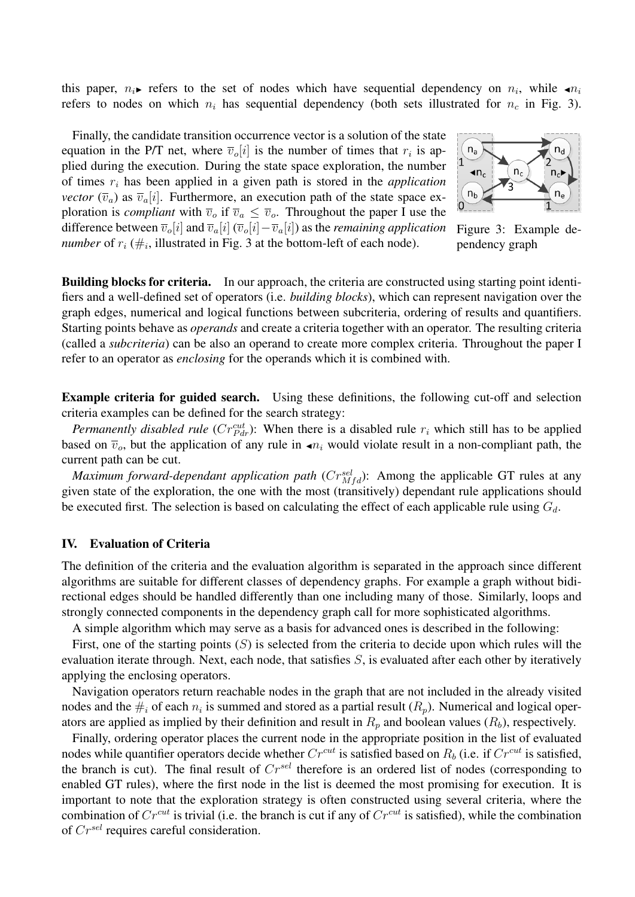this paper, $n_i\blacktriangleright$ refers to the set of nodes which have sequential dependency on $n_i$, while $\blacktriangleleft n_i$ refers to nodes on which $n_i$ has sequential dependency (both sets illustrated for $n_c$ in Fig. 3).

Finally, the candidate transition occurrence vector is a solution of the state equation in the P/T net, where $\overline{v}_o[i]$ is the number of times that $r_i$ is applied during the execution. During the state space exploration, the number of times $r_i$ has been applied in a given path is stored in the *application vector* ($\overline{v}_a$) as $\overline{v}_a[i]$. Furthermore, an execution path of the state space exploration is *compliant* with $\overline{v}_o$ if $\overline{v}_a \leq \overline{v}_o$. Throughout the paper I use the difference between $\overline{v}_o[i]$ and $\overline{v}_a[i]$ ($\overline{v}_o[i]-\overline{v}_a[i]$) as the *remaining application number* of $r_i$ ($\#_i$, illustrated in Fig. 3 at the bottom-left of each node).

Figure 3: Example dependency graph

**Building blocks for criteria.** In our approach, the criteria are constructed using starting point identifiers and a well-defined set of operators (i.e. *building blocks*), which can represent navigation over the graph edges, numerical and logical functions between subcriteria, ordering of results and quantifiers. Starting points behave as *operands* and create a criteria together with an operator. The resulting criteria (called a *subcriteria*) can be also an operand to create more complex criteria. Throughout the paper I refer to an operator as *enclosing* for the operands which it is combined with.

**Example criteria for guided search.** Using these definitions, the following cut-off and selection criteria examples can be defined for the search strategy:

*Permanently disabled rule* ($Cr^{cut}_{Pdr}$): When there is a disabled rule $r_i$ which still has to be applied based on $\overline{v}_o$, but the application of any rule in $\blacktriangleleft n_i$ would violate result in a non-compliant path, the current path can be cut.

*Maximum forward-dependant application path* ($Cr^{sel}_{Mfd}$): Among the applicable GT rules at any given state of the exploration, the one with the most (transitively) dependant rule applications should be executed first. The selection is based on calculating the effect of each applicable rule using $G_d$.

## IV. Evaluation of Criteria

The definition of the criteria and the evaluation algorithm is separated in the approach since different algorithms are suitable for different classes of dependency graphs. For example a graph without bidirectional edges should be handled differently than one including many of those. Similarly, loops and strongly connected components in the dependency graph call for more sophisticated algorithms.

A simple algorithm which may serve as a basis for advanced ones is described in the following:

First, one of the starting points ($S$) is selected from the criteria to decide upon which rules will the evaluation iterate through. Next, each node, that satisfies $S$, is evaluated after each other by iteratively applying the enclosing operators.

Navigation operators return reachable nodes in the graph that are not included in the already visited nodes and the $\#_i$ of each $n_i$ is summed and stored as a partial result ($R_p$). Numerical and logical operators are applied as implied by their definition and result in $R_p$ and boolean values ($R_b$), respectively.

Finally, ordering operator places the current node in the appropriate position in the list of evaluated nodes while quantifier operators decide whether $Cr^{cut}$ is satisfied based on $R_b$ (i.e. if $Cr^{cut}$ is satisfied, the branch is cut). The final result of $Cr^{sel}$ therefore is an ordered list of nodes (corresponding to enabled GT rules), where the first node in the list is deemed the most promising for execution. It is important to note that the exploration strategy is often constructed using several criteria, where the combination of $Cr^{cut}$ is trivial (i.e. the branch is cut if any of $Cr^{cut}$ is satisfied), while the combination of $Cr^{sel}$ requires careful consideration.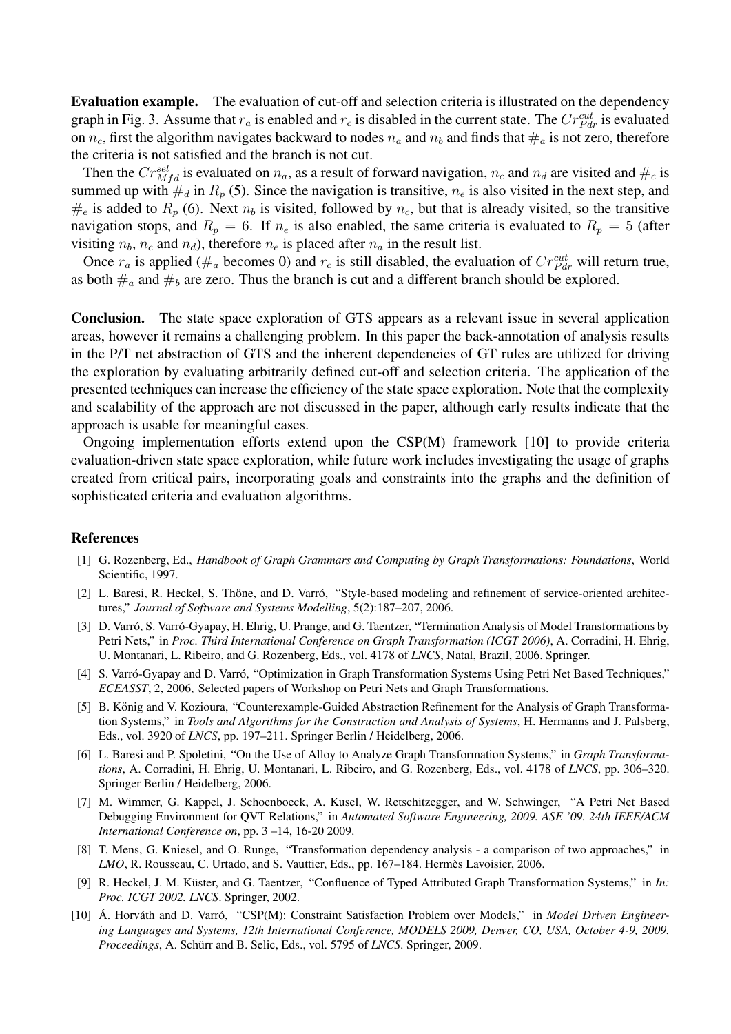**Evaluation example.** The evaluation of cut-off and selection criteria is illustrated on the dependency graph in Fig. 3. Assume that $r_a$ is enabled and $r_c$ is disabled in the current state. The $Cr^{cut}_{Pdr}$ is evaluated on $n_c$, first the algorithm navigates backward to nodes $n_a$ and $n_b$ and finds that $\#_a$ is not zero, therefore the criteria is not satisfied and the branch is not cut.

Then the $Cr^{sel}_{Mfd}$ is evaluated on $n_a$, as a result of forward navigation, $n_c$ and $n_d$ are visited and $\#_c$ is summed up with $\#_d$ in $R_p$ (5). Since the navigation is transitive, $n_e$ is also visited in the next step, and $\#_e$ is added to $R_p$ (6). Next $n_b$ is visited, followed by $n_c$, but that is already visited, so the transitive navigation stops, and $R_p = 6$. If $n_e$ is also enabled, the same criteria is evaluated to $R_p = 5$ (after visiting $n_b$, $n_c$ and $n_d$), therefore $n_e$ is placed after $n_a$ in the result list.

Once $r_a$ is applied ($\#_a$ becomes 0) and $r_c$ is still disabled, the evaluation of $Cr^{cut}_{Pdr}$ will return true, as both $\#_a$ and $\#_b$ are zero. Thus the branch is cut and a different branch should be explored.

**Conclusion.** The state space exploration of GTS appears as a relevant issue in several application areas, however it remains a challenging problem. In this paper the back-annotation of analysis results in the P/T net abstraction of GTS and the inherent dependencies of GT rules are utilized for driving the exploration by evaluating arbitrarily defined cut-off and selection criteria. The application of the presented techniques can increase the efficiency of the state space exploration. Note that the complexity and scalability of the approach are not discussed in the paper, although early results indicate that the approach is usable for meaningful cases.

Ongoing implementation efforts extend upon the CSP(M) framework [10] to provide criteria evaluation-driven state space exploration, while future work includes investigating the usage of graphs created from critical pairs, incorporating goals and constraints into the graphs and the definition of sophisticated criteria and evaluation algorithms.

## References

[1] G. Rozenberg, Ed., *Handbook of Graph Grammars and Computing by Graph Transformations: Foundations*, World Scientific, 1997.

[2] L. Baresi, R. Heckel, S. Thöne, and D. Varró, "Style-based modeling and refinement of service-oriented architectures," *Journal of Software and Systems Modelling*, 5(2):187–207, 2006.

[3] D. Varró, S. Varró-Gyapay, H. Ehrig, U. Prange, and G. Taentzer, "Termination Analysis of Model Transformations by Petri Nets," in *Proc. Third International Conference on Graph Transformation (ICGT 2006)*, A. Corradini, H. Ehrig, U. Montanari, L. Ribeiro, and G. Rozenberg, Eds., vol. 4178 of *LNCS*, Natal, Brazil, 2006. Springer.

[4] S. Varró-Gyapay and D. Varró, "Optimization in Graph Transformation Systems Using Petri Net Based Techniques," *ECEASST*, 2, 2006, Selected papers of Workshop on Petri Nets and Graph Transformations.

[5] B. König and V. Kozioura, "Counterexample-Guided Abstraction Refinement for the Analysis of Graph Transformation Systems," in *Tools and Algorithms for the Construction and Analysis of Systems*, H. Hermanns and J. Palsberg, Eds., vol. 3920 of *LNCS*, pp. 197–211. Springer Berlin / Heidelberg, 2006.

[6] L. Baresi and P. Spoletini, "On the Use of Alloy to Analyze Graph Transformation Systems," in *Graph Transformations*, A. Corradini, H. Ehrig, U. Montanari, L. Ribeiro, and G. Rozenberg, Eds., vol. 4178 of *LNCS*, pp. 306–320. Springer Berlin / Heidelberg, 2006.

[7] M. Wimmer, G. Kappel, J. Schoenboeck, A. Kusel, W. Retschitzegger, and W. Schwinger, "A Petri Net Based Debugging Environment for QVT Relations," in *Automated Software Engineering, 2009. ASE '09. 24th IEEE/ACM International Conference on*, pp. 3 –14, 16-20 2009.

[8] T. Mens, G. Kniesel, and O. Runge, "Transformation dependency analysis - a comparison of two approaches," in *LMO*, R. Rousseau, C. Urtado, and S. Vauttier, Eds., pp. 167–184. Hermès Lavoisier, 2006.

[9] R. Heckel, J. M. Küster, and G. Taentzer, "Confluence of Typed Attributed Graph Transformation Systems," in *In: Proc. ICGT 2002. LNCS*. Springer, 2002.

[10] Á. Horváth and D. Varró, "CSP(M): Constraint Satisfaction Problem over Models," in *Model Driven Engineering Languages and Systems, 12th International Conference, MODELS 2009, Denver, CO, USA, October 4-9, 2009. Proceedings*, A. Schürr and B. Selic, Eds., vol. 5795 of *LNCS*. Springer, 2009.